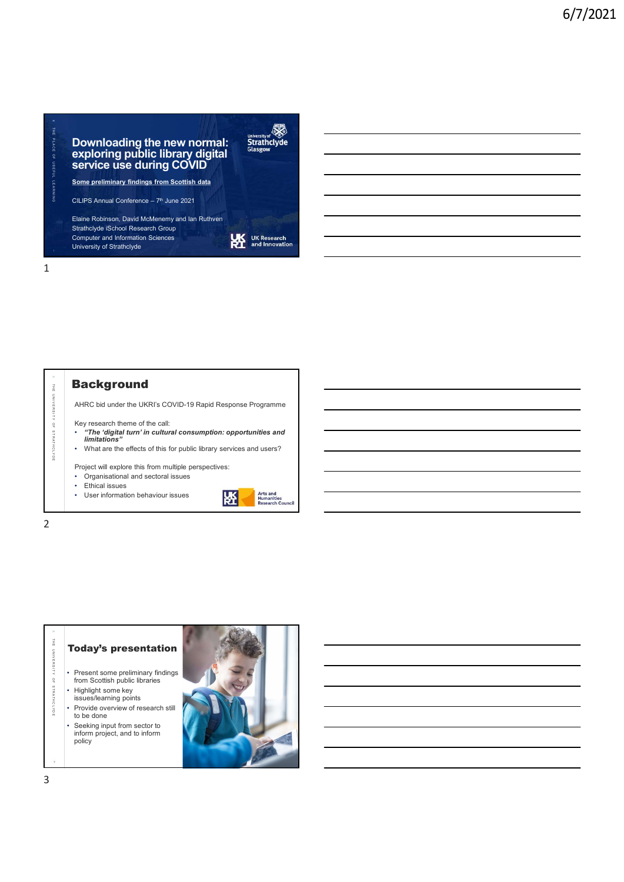# Downloading the new normal: exploring public library digital service use during COVID

**Some preliminary findings from Scottish data**

CILIPS Annual Conference – 7th June 2021

Elaine Robinson, David McMenemy and Ian Ruthven
Strathclyde iSchool Research Group
Computer and Information Sciences
University of Strathclyde

University of Strathclyde Glasgow

UK Research and Innovation

## Background

AHRC bid under the UKRI's COVID-19 Rapid Response Programme

Key research theme of the call:

- ***"The 'digital turn' in cultural consumption: opportunities and limitations"***
- What are the effects of this for public library services and users?

Project will explore this from multiple perspectives:

- Organisational and sectoral issues
- Ethical issues
- User information behaviour issues

UKRI Arts and Humanities Research Council

## Today's presentation

- Present some preliminary findings from Scottish public libraries
- Highlight some key issues/learning points
- Provide overview of research still to be done
- Seeking input from sector to inform project, and to inform policy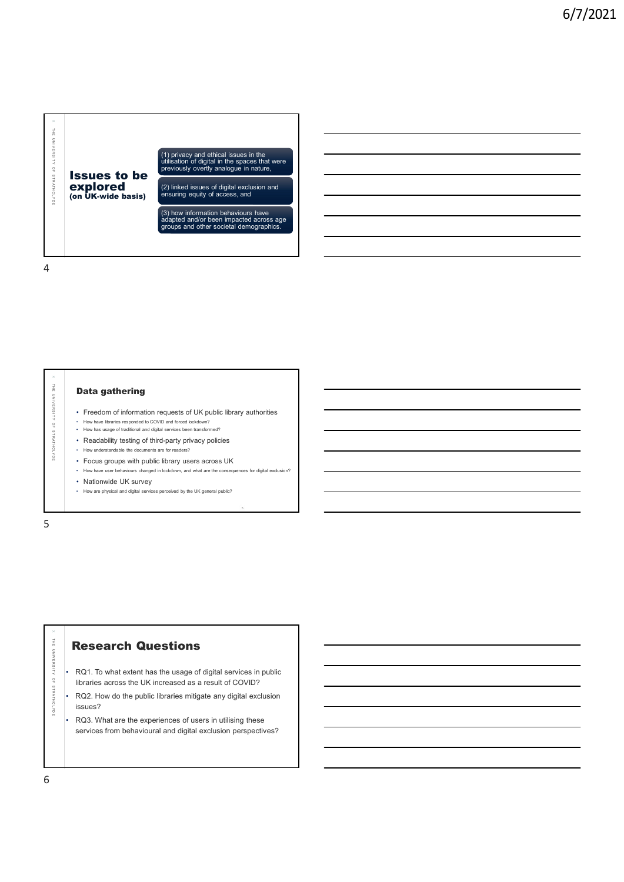## Issues to be explored (on UK-wide basis)

(1) privacy and ethical issues in the utilisation of digital in the spaces that were previously overtly analogue in nature,

(2) linked issues of digital exclusion and ensuring equity of access, and

(3) how information behaviours have adapted and/or been impacted across age groups and other societal demographics.

## Data gathering

- Freedom of information requests of UK public library authorities
  - How have libraries responded to COVID and forced lockdown?
  - How has usage of traditional and digital services been transformed?
- Readability testing of third-party privacy policies
  - How understandable the documents are for readers?
- Focus groups with public library users across UK
  - How have user behaviours changed in lockdown, and what are the consequences for digital exclusion?
- Nationwide UK survey
  - How are physical and digital services perceived by the UK general public?

## Research Questions

- RQ1. To what extent has the usage of digital services in public libraries across the UK increased as a result of COVID?
- RQ2. How do the public libraries mitigate any digital exclusion issues?
- RQ3. What are the experiences of users in utilising these services from behavioural and digital exclusion perspectives?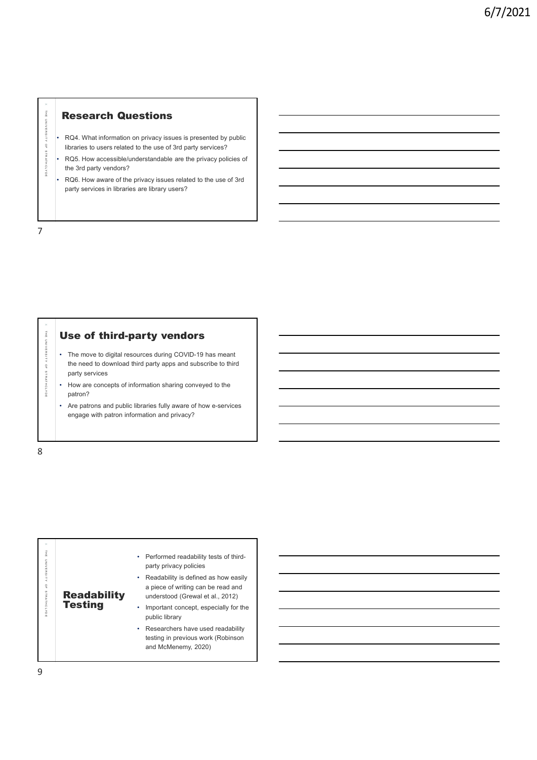## Research Questions

- RQ4. What information on privacy issues is presented by public libraries to users related to the use of 3rd party services?
- RQ5. How accessible/understandable are the privacy policies of the 3rd party vendors?
- RQ6. How aware of the privacy issues related to the use of 3rd party services in libraries are library users?

## Use of third-party vendors

- The move to digital resources during COVID-19 has meant the need to download third party apps and subscribe to third party services
- How are concepts of information sharing conveyed to the patron?
- Are patrons and public libraries fully aware of how e-services engage with patron information and privacy?

## Readability Testing

- Performed readability tests of third-party privacy policies
- Readability is defined as how easily a piece of writing can be read and understood (Grewal et al., 2012)
- Important concept, especially for the public library
- Researchers have used readability testing in previous work (Robinson and McMenemy, 2020)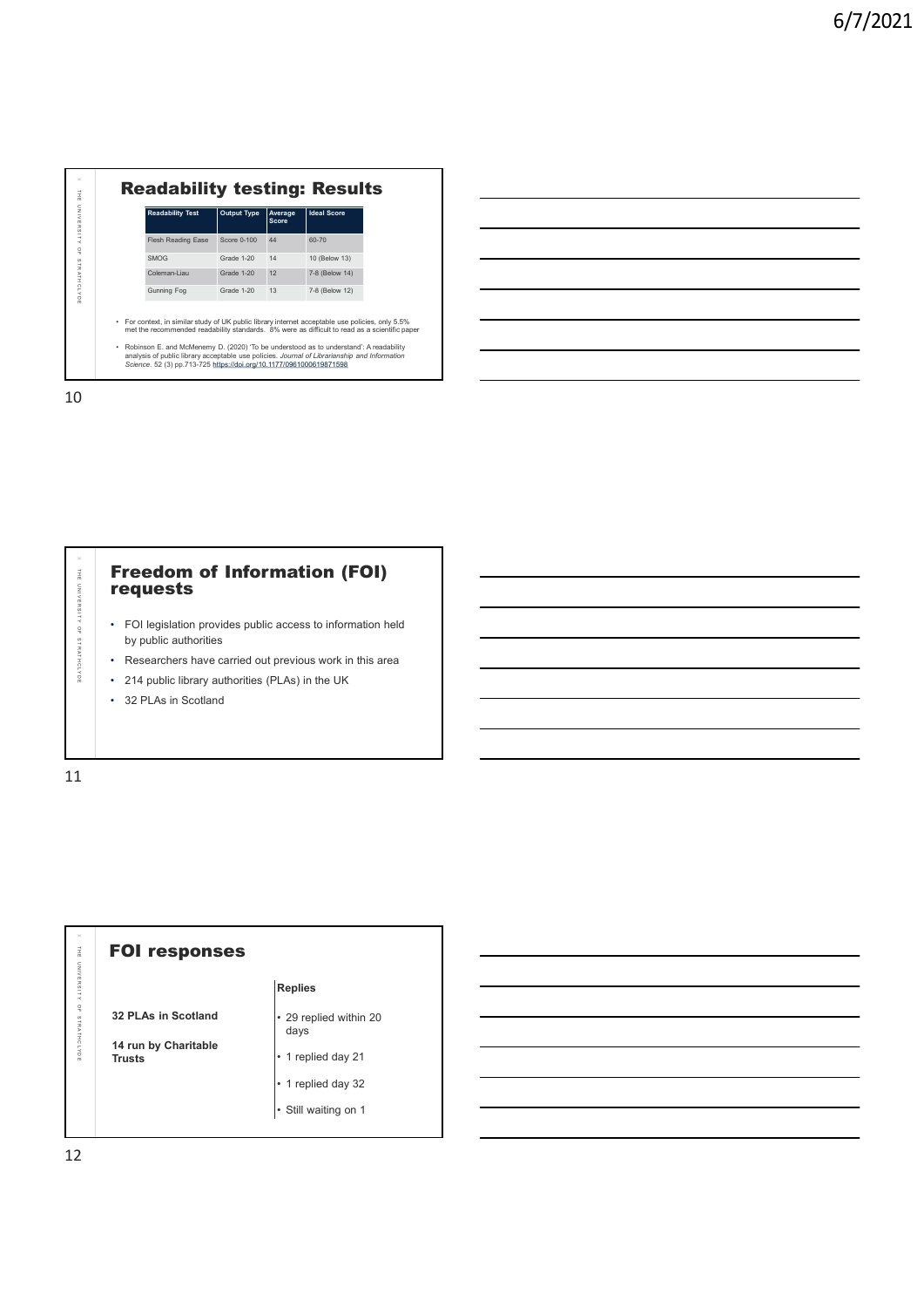## Readability testing: Results

| Readability Test | Output Type | Average Score | Ideal Score |
|---|---|---|---|
| Flesh Reading Ease | Score 0-100 | 44 | 60-70 |
| SMOG | Grade 1-20 | 14 | 10 (Below 13) |
| Coleman-Liau | Grade 1-20 | 12 | 7-8 (Below 14) |
| Gunning Fog | Grade 1-20 | 13 | 7-8 (Below 12) |

- For context, in similar study of UK public library internet acceptable use policies, only 5.5% met the recommended readability standards. 8% were as difficult to read as a scientific paper
- Robinson E. and McMenemy D. (2020) 'To be understood as to understand': A readability analysis of public library acceptable use policies. *Journal of Librarianship and Information Science.* 52 (3) pp.713-725 https://doi.org/10.1177/0961000619871598

## Freedom of Information (FOI) requests

- FOI legislation provides public access to information held by public authorities
- Researchers have carried out previous work in this area
- 214 public library authorities (PLAs) in the UK
- 32 PLAs in Scotland

## FOI responses

**32 PLAs in Scotland**

**14 run by Charitable Trusts**

**Replies**

- 29 replied within 20 days
- 1 replied day 21
- 1 replied day 32
- Still waiting on 1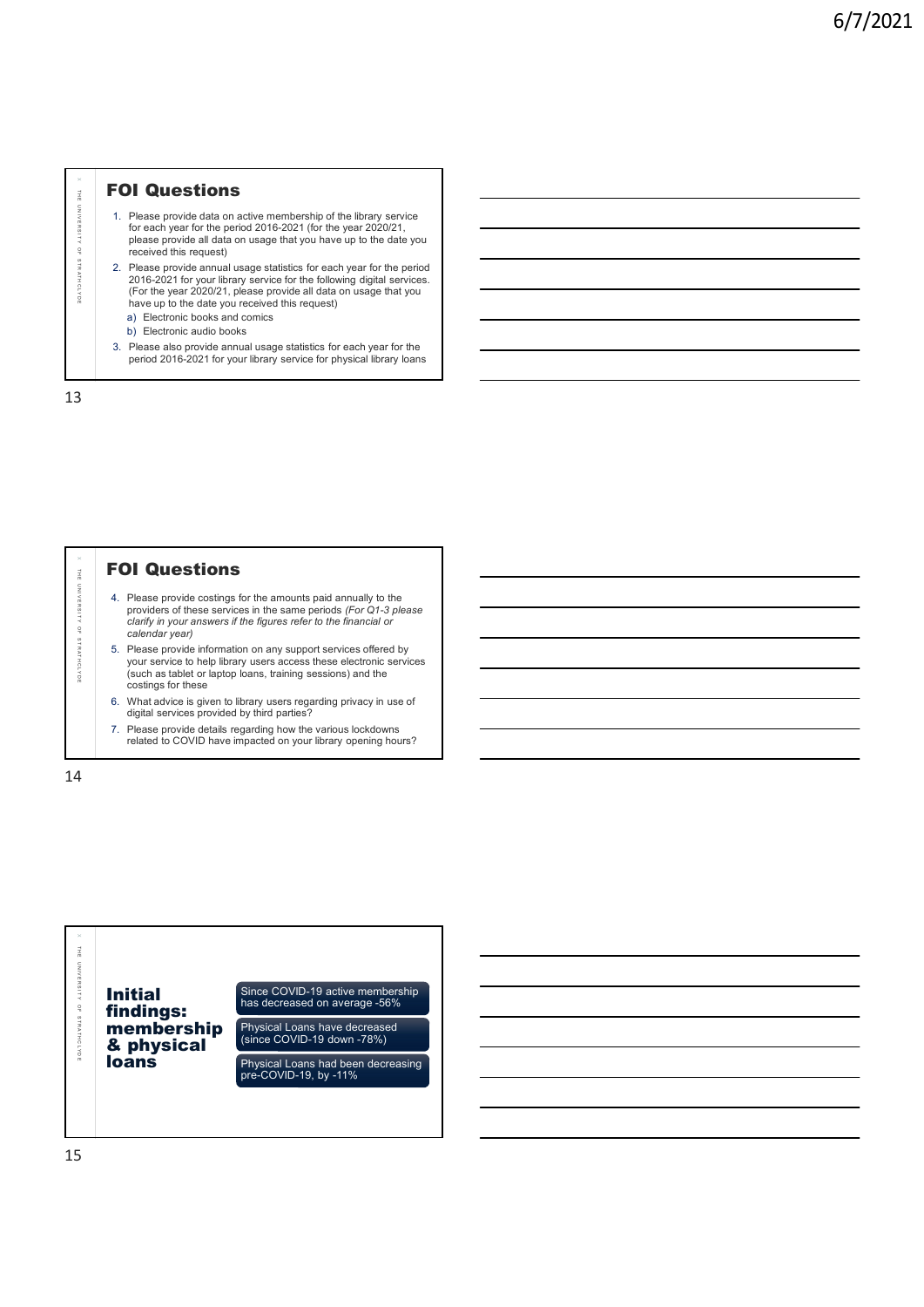## FOI Questions

1. Please provide data on active membership of the library service for each year for the period 2016-2021 (for the year 2020/21, please provide all data on usage that you have up to the date you received this request)
2. Please provide annual usage statistics for each year for the period 2016-2021 for your library service for the following digital services. (For the year 2020/21, please provide all data on usage that you have up to the date you received this request)
   a) Electronic books and comics
   b) Electronic audio books
3. Please also provide annual usage statistics for each year for the period 2016-2021 for your library service for physical library loans

## FOI Questions

4. Please provide costings for the amounts paid annually to the providers of these services in the same periods *(For Q1-3 please clarify in your answers if the figures refer to the financial or calendar year)*
5. Please provide information on any support services offered by your service to help library users access these electronic services (such as tablet or laptop loans, training sessions) and the costings for these
6. What advice is given to library users regarding privacy in use of digital services provided by third parties?
7. Please provide details regarding how the various lockdowns related to COVID have impacted on your library opening hours?

## Initial findings: membership & physical loans

- Since COVID-19 active membership has decreased on average -56%
- Physical Loans have decreased (since COVID-19 down -78%)
- Physical Loans had been decreasing pre-COVID-19, by -11%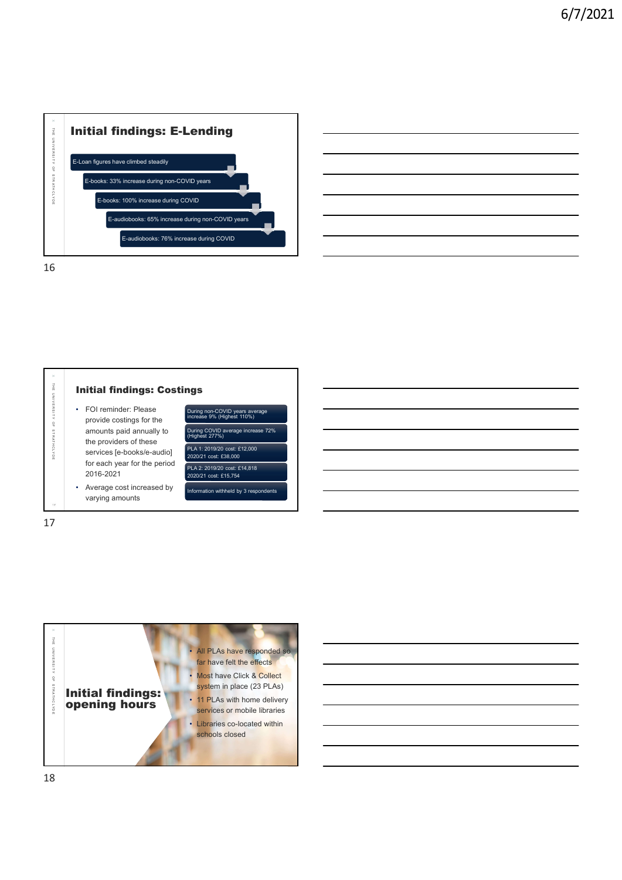## Initial findings: E-Lending

- E-Loan figures have climbed steadily
- E-books: 33% increase during non-COVID years
- E-books: 100% increase during COVID
- E-audiobooks: 65% increase during non-COVID years
- E-audiobooks: 76% increase during COVID

## Initial findings: Costings

- FOI reminder: Please provide costings for the amounts paid annually to the providers of these services [e-books/e-audio] for each year for the period 2016-2021
- Average cost increased by varying amounts

- During non-COVID years average increase 9% (Highest 110%)
- During COVID average increase 72% (Highest 277%)
- PLA 1: 2019/20 cost: £12,000 2020/21 cost: £38,000
- PLA 2: 2019/20 cost: £14,818 2020/21 cost: £15,754
- Information withheld by 3 respondents

## Initial findings: opening hours

- All PLAs have responded so far have felt the effects
- Most have Click & Collect system in place (23 PLAs)
- 11 PLAs with home delivery services or mobile libraries
- Libraries co-located within schools closed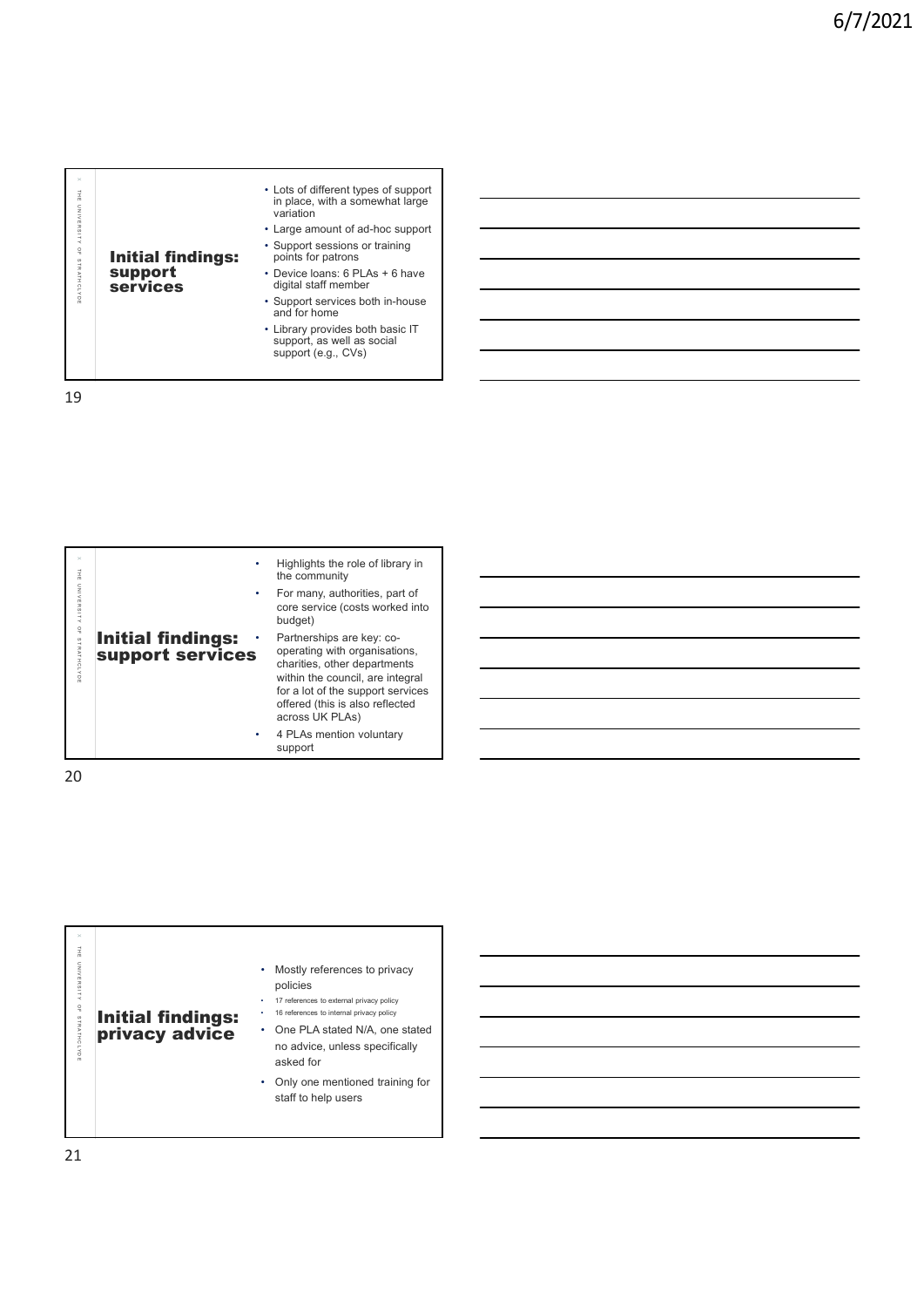## Initial findings: support services

- Lots of different types of support in place, with a somewhat large variation
- Large amount of ad-hoc support
- Support sessions or training points for patrons
- Device loans: 6 PLAs + 6 have digital staff member
- Support services both in-house and for home
- Library provides both basic IT support, as well as social support (e.g., CVs)

## Initial findings: support services

- Highlights the role of library in the community
- For many, authorities, part of core service (costs worked into budget)
- Partnerships are key: co-operating with organisations, charities, other departments within the council, are integral for a lot of the support services offered (this is also reflected across UK PLAs)
- 4 PLAs mention voluntary support

## Initial findings: privacy advice

- Mostly references to privacy policies
  - 17 references to external privacy policy
  - 16 references to internal privacy policy
- One PLA stated N/A, one stated no advice, unless specifically asked for
- Only one mentioned training for staff to help users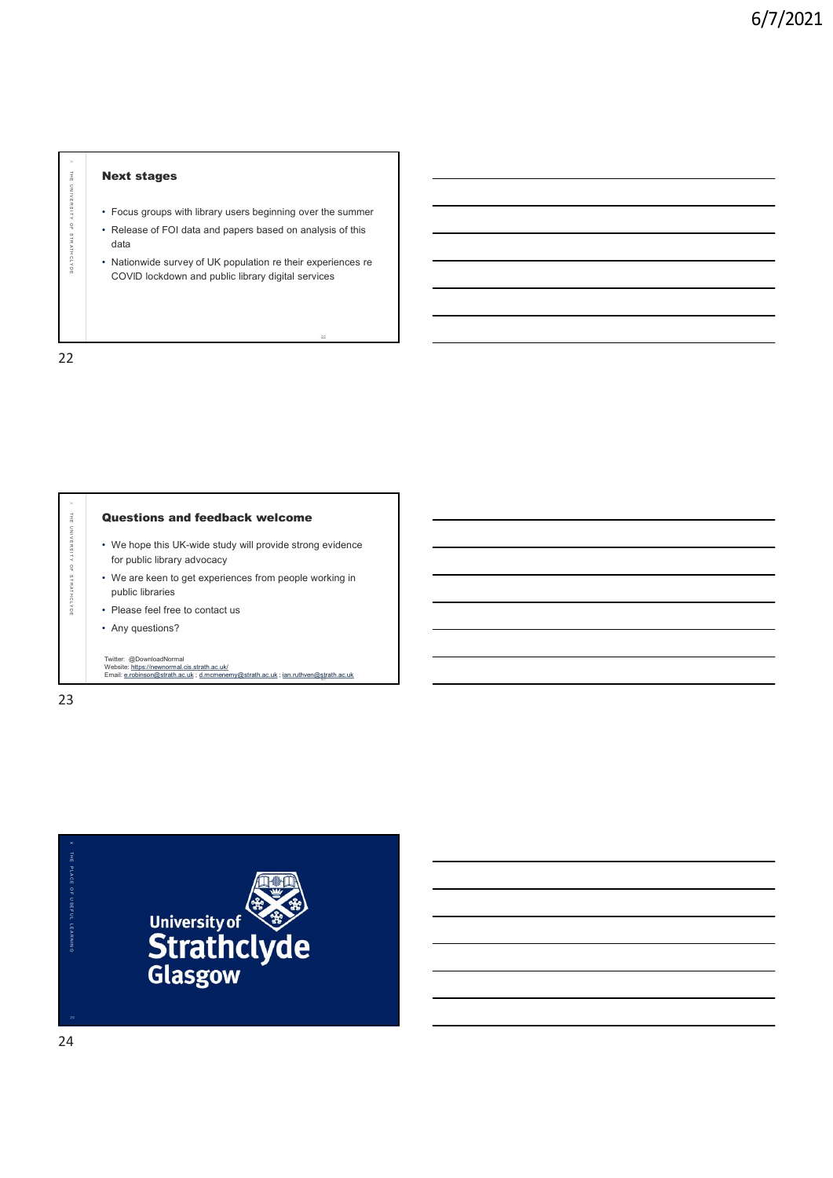## Next stages

- Focus groups with library users beginning over the summer
- Release of FOI data and papers based on analysis of this data
- Nationwide survey of UK population re their experiences re COVID lockdown and public library digital services

## Questions and feedback welcome

- We hope this UK-wide study will provide strong evidence for public library advocacy
- We are keen to get experiences from people working in public libraries
- Please feel free to contact us
- Any questions?

Twitter: @DownloadNormal
Website: https://newnormal.cis.strath.ac.uk/
Email: e.robinson@strath.ac.uk ; d.mcmenemy@strath.ac.uk ; ian.ruthven@strath.ac.uk

University of Strathclyde Glasgow